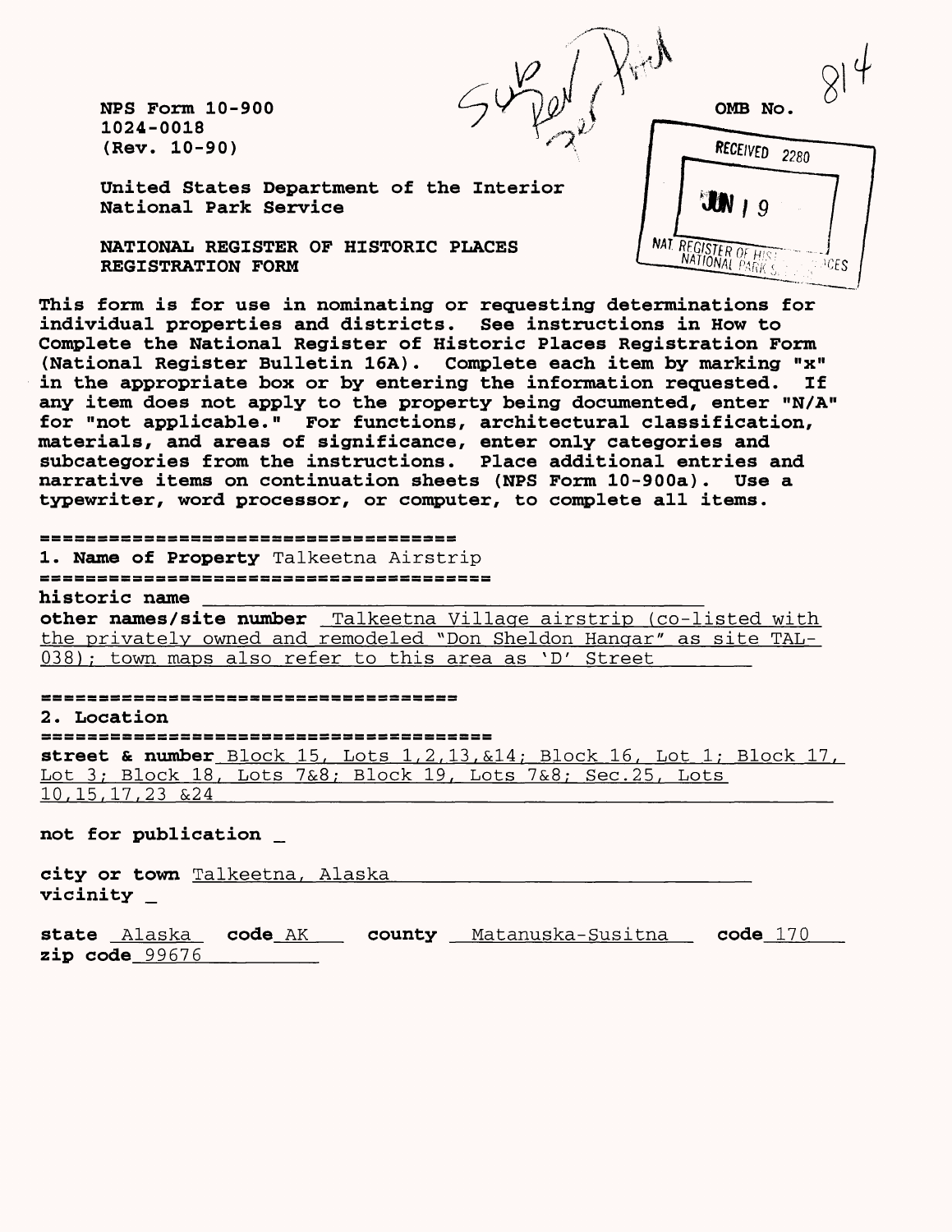NPS Form 10-900
1024-0018
(Rev. 10-90)

OMB No.

RECEIVED 2280

JUN 19

NAT. REGISTER OF HISTORIC PLACES
NATIONAL PARK SERVICE

United States Department of the Interior
National Park Service

NATIONAL REGISTER OF HISTORIC PLACES
REGISTRATION FORM

This form is for use in nominating or requesting determinations for individual properties and districts. See instructions in How to Complete the National Register of Historic Places Registration Form (National Register Bulletin 16A). Complete each item by marking "x" in the appropriate box or by entering the information requested. If any item does not apply to the property being documented, enter "N/A" for "not applicable." For functions, architectural classification, materials, and areas of significance, enter only categories and subcategories from the instructions. Place additional entries and narrative items on continuation sheets (NPS Form 10-900a). Use a typewriter, word processor, or computer, to complete all items.

---

**1. Name of Property** Talkeetna Airstrip

---

**historic name** ___

**other names/site number** Talkeetna Village airstrip (co-listed with the privately owned and remodeled "Don Sheldon Hangar" as site TAL-038); town maps also refer to this area as 'D' Street

---

**2. Location**

---

**street & number** Block 15, Lots 1,2,13,&14; Block 16, Lot 1; Block 17, Lot 3; Block 18, Lots 7&8; Block 19, Lots 7&8; Sec.25, Lots 10,15,17,23 &24

**not for publication** _

**city or town** Talkeetna, Alaska
**vicinity** _

**state** Alaska **code** AK **county** Matanuska-Susitna **code** 170
**zip code** 99676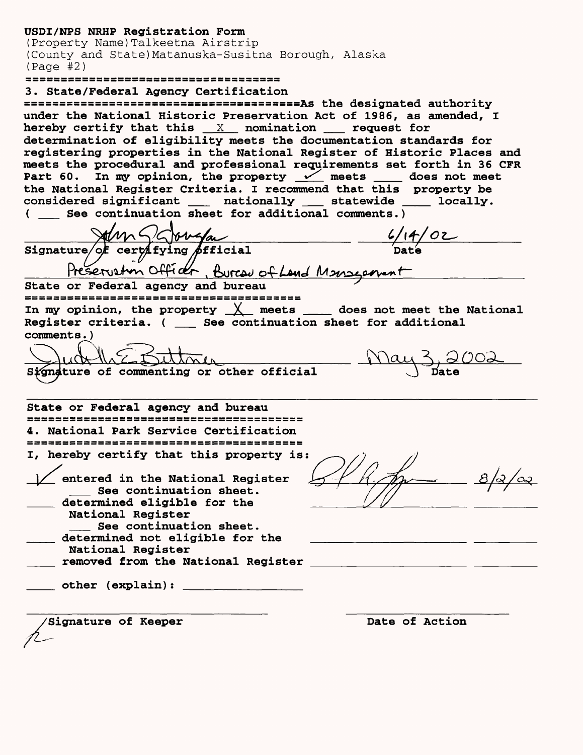**USDI/NPS NRHP Registration Form**
(Property Name)Talkeetna Airstrip
(County and State)Matanuska-Susitna Borough, Alaska
(Page #2)

=====================================

**3. State/Federal Agency Certification**

=====================================**As the designated authority under the National Historic Preservation Act of 1986, as amended, I hereby certify that this \_\_X\_\_ nomination \_\_\_ request for determination of eligibility meets the documentation standards for registering properties in the National Register of Historic Places and meets the procedural and professional requirements set forth in 36 CFR Part 60. In my opinion, the property \_\_✓\_\_ meets \_\_\_\_ does not meet the National Register Criteria. I recommend that this property be considered significant \_\_\_ nationally \_\_\_ statewide \_\_\_\_ locally. ( \_\_\_ See continuation sheet for additional comments.)**

John G. Douglas — 6/14/02
**Signature of certifying official — Date**

Preservation Officer, Bureau of Land Management
**State or Federal agency and bureau**

=====================================

**In my opinion, the property \_\_X\_\_ meets \_\_\_\_ does not meet the National Register criteria. ( \_\_\_ See continuation sheet for additional comments.)**

Judith E. Bittner — May 3, 2002
**Signature of commenting or other official — Date**

**State or Federal agency and bureau**

=====================================

**4. National Park Service Certification**

=====================================

**I, hereby certify that this property is:**

**\_\_✓\_\_ entered in the National Register** — 8/2/02
**\_\_\_ See continuation sheet.**
**\_\_\_\_ determined eligible for the National Register**
**\_\_\_ See continuation sheet.**
**\_\_\_\_ determined not eligible for the National Register**
**\_\_\_\_ removed from the National Register**
**\_\_\_\_ other (explain): \_\_\_\_\_\_\_\_\_\_\_\_\_\_\_\_**

**Signature of Keeper — Date of Action**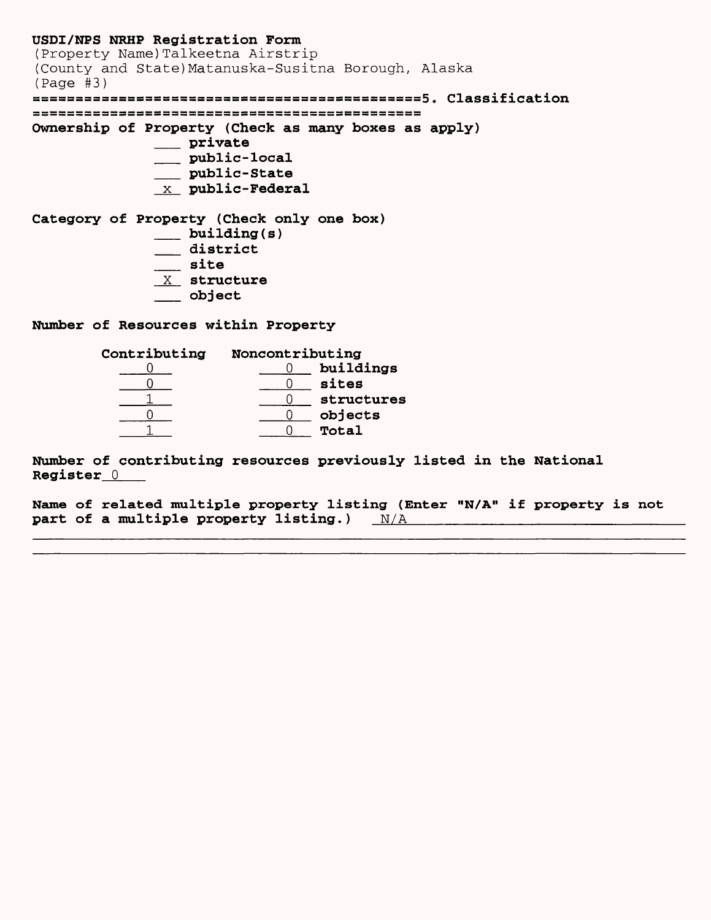**USDI/NPS NRHP Registration Form**
(Property Name)Talkeetna Airstrip
(County and State)Matanuska-Susitna Borough, Alaska
(Page #3)

## 5. Classification

**Ownership of Property (Check as many boxes as apply)**

- ___ **private**
- ___ **public-local**
- ___ **public-State**
- _x_ **public-Federal**

**Category of Property (Check only one box)**

- ___ **building(s)**
- ___ **district**
- ___ **site**
- _X_ **structure**
- ___ **object**

**Number of Resources within Property**

| Contributing | Noncontributing | |
|---|---|---|
| 0 | 0 | **buildings** |
| 0 | 0 | **sites** |
| 1 | 0 | **structures** |
| 0 | 0 | **objects** |
| 1 | 0 | **Total** |

**Number of contributing resources previously listed in the National Register** 0

**Name of related multiple property listing (Enter "N/A" if property is not part of a multiple property listing.)** N/A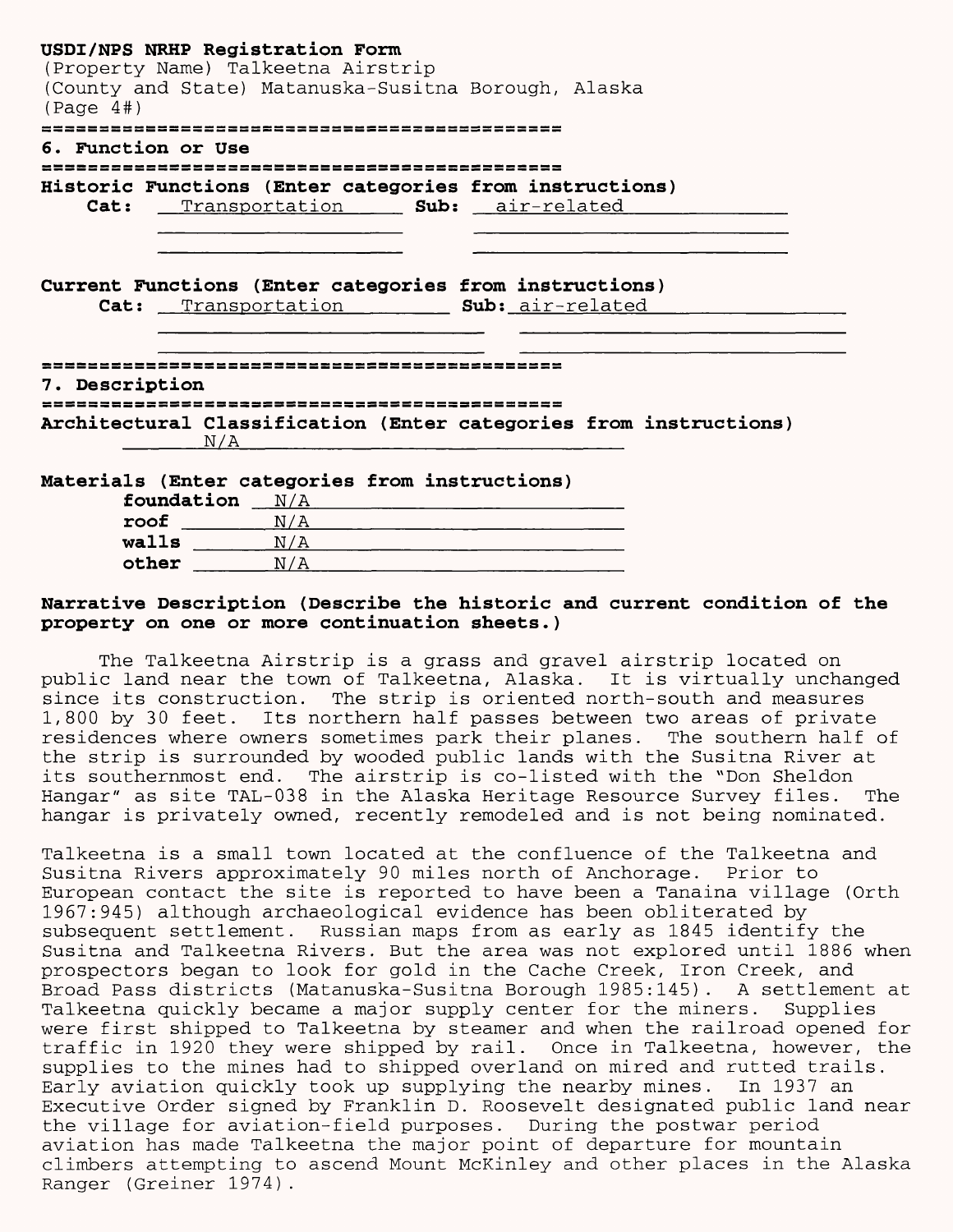**USDI/NPS NRHP Registration Form**
(Property Name) Talkeetna Airstrip
(County and State) Matanuska-Susitna Borough, Alaska
(Page 4#)

## 6. Function or Use

**Historic Functions (Enter categories from instructions)**

**Cat:** Transportation **Sub:** air-related

**Current Functions (Enter categories from instructions)**

**Cat:** Transportation **Sub:** air-related

## 7. Description

**Architectural Classification (Enter categories from instructions)**

N/A

**Materials (Enter categories from instructions)**

**foundation** N/A
**roof** N/A
**walls** N/A
**other** N/A

**Narrative Description (Describe the historic and current condition of the property on one or more continuation sheets.)**

The Talkeetna Airstrip is a grass and gravel airstrip located on public land near the town of Talkeetna, Alaska. It is virtually unchanged since its construction. The strip is oriented north-south and measures 1,800 by 30 feet. Its northern half passes between two areas of private residences where owners sometimes park their planes. The southern half of the strip is surrounded by wooded public lands with the Susitna River at its southernmost end. The airstrip is co-listed with the "Don Sheldon Hangar" as site TAL-038 in the Alaska Heritage Resource Survey files. The hangar is privately owned, recently remodeled and is not being nominated.

Talkeetna is a small town located at the confluence of the Talkeetna and Susitna Rivers approximately 90 miles north of Anchorage. Prior to European contact the site is reported to have been a Tanaina village (Orth 1967:945) although archaeological evidence has been obliterated by subsequent settlement. Russian maps from as early as 1845 identify the Susitna and Talkeetna Rivers. But the area was not explored until 1886 when prospectors began to look for gold in the Cache Creek, Iron Creek, and Broad Pass districts (Matanuska-Susitna Borough 1985:145). A settlement at Talkeetna quickly became a major supply center for the miners. Supplies were first shipped to Talkeetna by steamer and when the railroad opened for traffic in 1920 they were shipped by rail. Once in Talkeetna, however, the supplies to the mines had to shipped overland on mired and rutted trails. Early aviation quickly took up supplying the nearby mines. In 1937 an Executive Order signed by Franklin D. Roosevelt designated public land near the village for aviation-field purposes. During the postwar period aviation has made Talkeetna the major point of departure for mountain climbers attempting to ascend Mount McKinley and other places in the Alaska Ranger (Greiner 1974).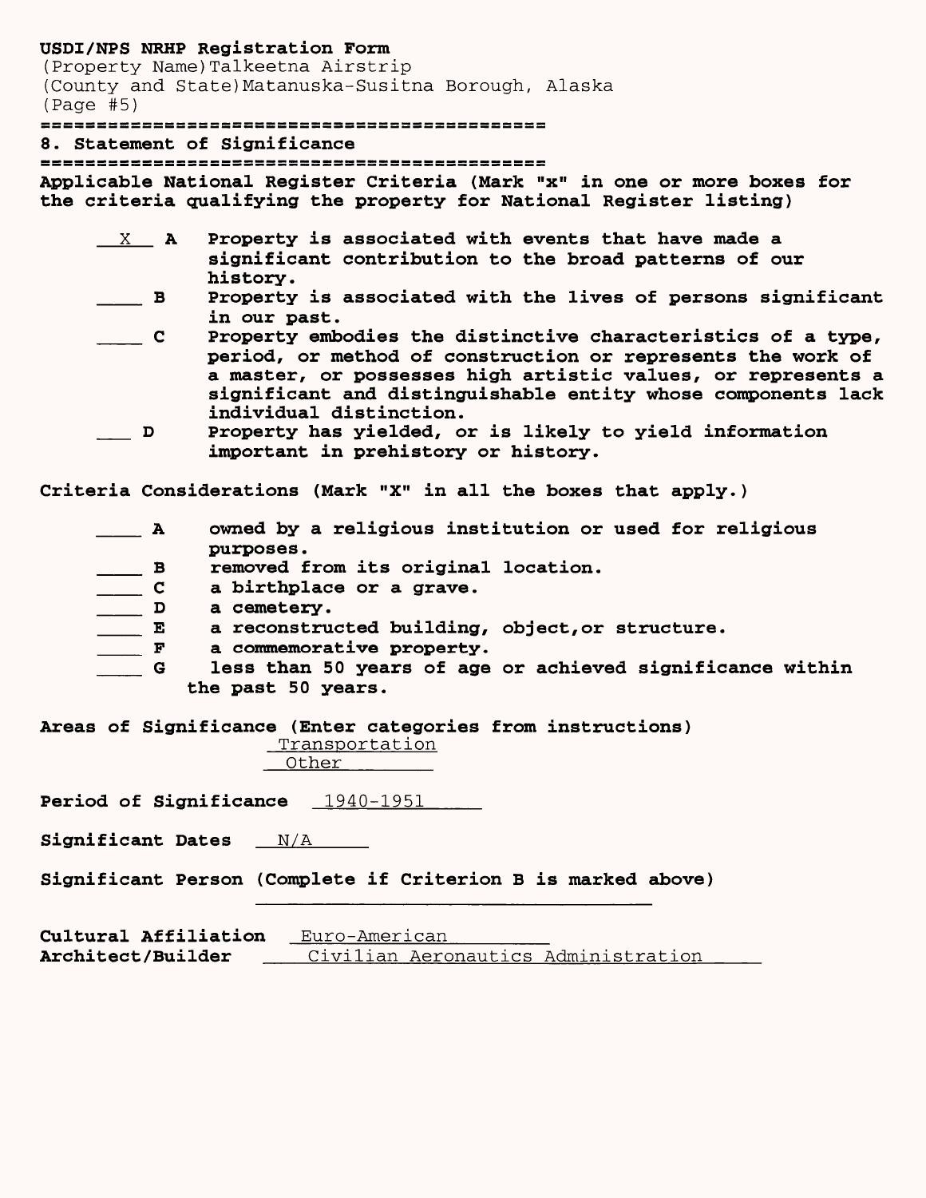USDI/NPS NRHP Registration Form
(Property Name)Talkeetna Airstrip
(County and State)Matanuska-Susitna Borough, Alaska
(Page #5)

## 8. Statement of Significance

**Applicable National Register Criteria (Mark "x" in one or more boxes for the criteria qualifying the property for National Register listing)**

- X **A** Property is associated with events that have made a significant contribution to the broad patterns of our history.
- ____ **B** Property is associated with the lives of persons significant in our past.
- ____ **C** Property embodies the distinctive characteristics of a type, period, or method of construction or represents the work of a master, or possesses high artistic values, or represents a significant and distinguishable entity whose components lack individual distinction.
- ____ **D** Property has yielded, or is likely to yield information important in prehistory or history.

**Criteria Considerations (Mark "X" in all the boxes that apply.)**

- ____ **A** owned by a religious institution or used for religious purposes.
- ____ **B** removed from its original location.
- ____ **C** a birthplace or a grave.
- ____ **D** a cemetery.
- ____ **E** a reconstructed building, object,or structure.
- ____ **F** a commemorative property.
- ____ **G** less than 50 years of age or achieved significance within the past 50 years.

**Areas of Significance (Enter categories from instructions)**
Transportation
Other

**Period of Significance** 1940-1951

**Significant Dates** N/A

**Significant Person (Complete if Criterion B is marked above)** ____________________

**Cultural Affiliation** Euro-American
**Architect/Builder** Civilian Aeronautics Administration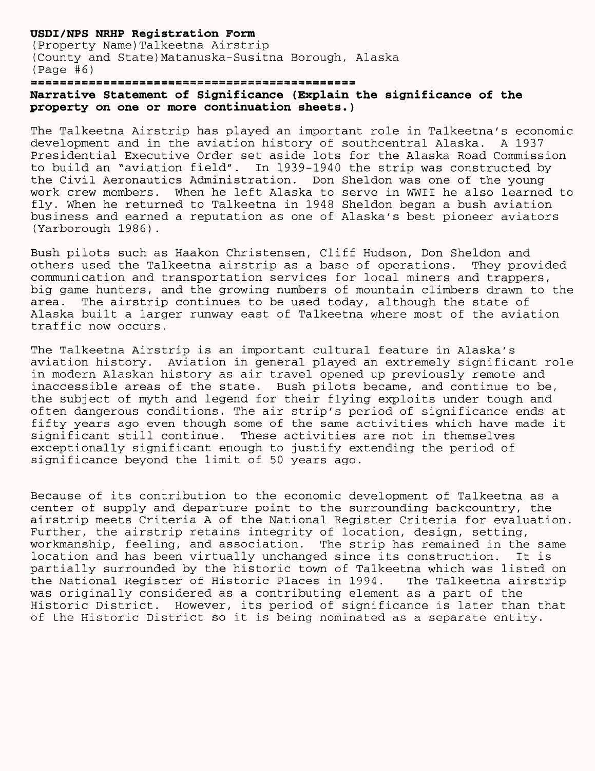**USDI/NPS NRHP Registration Form**
(Property Name)Talkeetna Airstrip
(County and State)Matanuska-Susitna Borough, Alaska
(Page #6)

---

**Narrative Statement of Significance (Explain the significance of the property on one or more continuation sheets.)**

The Talkeetna Airstrip has played an important role in Talkeetna's economic development and in the aviation history of southcentral Alaska. A 1937 Presidential Executive Order set aside lots for the Alaska Road Commission to build an "aviation field". In 1939-1940 the strip was constructed by the Civil Aeronautics Administration. Don Sheldon was one of the young work crew members. When he left Alaska to serve in WWII he also learned to fly. When he returned to Talkeetna in 1948 Sheldon began a bush aviation business and earned a reputation as one of Alaska's best pioneer aviators (Yarborough 1986).

Bush pilots such as Haakon Christensen, Cliff Hudson, Don Sheldon and others used the Talkeetna airstrip as a base of operations. They provided communication and transportation services for local miners and trappers, big game hunters, and the growing numbers of mountain climbers drawn to the area. The airstrip continues to be used today, although the state of Alaska built a larger runway east of Talkeetna where most of the aviation traffic now occurs.

The Talkeetna Airstrip is an important cultural feature in Alaska's aviation history. Aviation in general played an extremely significant role in modern Alaskan history as air travel opened up previously remote and inaccessible areas of the state. Bush pilots became, and continue to be, the subject of myth and legend for their flying exploits under tough and often dangerous conditions. The air strip's period of significance ends at fifty years ago even though some of the same activities which have made it significant still continue. These activities are not in themselves exceptionally significant enough to justify extending the period of significance beyond the limit of 50 years ago.

Because of its contribution to the economic development of Talkeetna as a center of supply and departure point to the surrounding backcountry, the airstrip meets Criteria A of the National Register Criteria for evaluation. Further, the airstrip retains integrity of location, design, setting, workmanship, feeling, and association. The strip has remained in the same location and has been virtually unchanged since its construction. It is partially surrounded by the historic town of Talkeetna which was listed on the National Register of Historic Places in 1994. The Talkeetna airstrip was originally considered as a contributing element as a part of the Historic District. However, its period of significance is later than that of the Historic District so it is being nominated as a separate entity.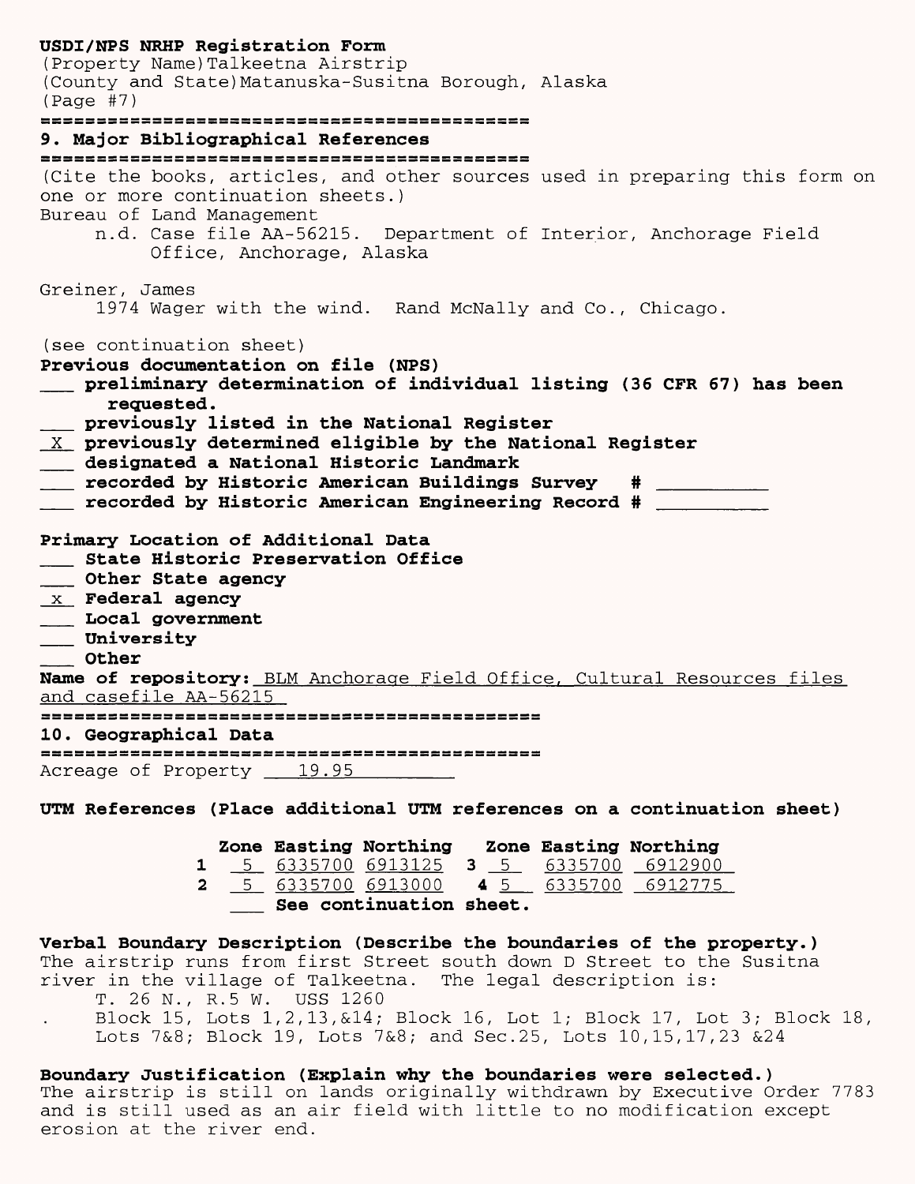**USDI/NPS NRHP Registration Form**
(Property Name)Talkeetna Airstrip
(County and State)Matanuska-Susitna Borough, Alaska
(Page #7)

## 9. Major Bibliographical References

(Cite the books, articles, and other sources used in preparing this form on one or more continuation sheets.)

Bureau of Land Management
n.d. Case file AA-56215. Department of Interior, Anchorage Field Office, Anchorage, Alaska

Greiner, James
1974 Wager with the wind. Rand McNally and Co., Chicago.

(see continuation sheet)

**Previous documentation on file (NPS)**

- ___ **preliminary determination of individual listing (36 CFR 67) has been requested.**
- ___ **previously listed in the National Register**
- _X_ **previously determined eligible by the National Register**
- ___ **designated a National Historic Landmark**
- ___ **recorded by Historic American Buildings Survey # ________**
- ___ **recorded by Historic American Engineering Record # ________**

**Primary Location of Additional Data**

- ___ **State Historic Preservation Office**
- ___ **Other State agency**
- _x_ **Federal agency**
- ___ **Local government**
- ___ **University**
- ___ **Other**

**Name of repository:** BLM Anchorage Field Office, Cultural Resources files and casefile AA-56215

## 10. Geographical Data

Acreage of Property 19.95

**UTM References (Place additional UTM references on a continuation sheet)**

| | Zone | Easting | Northing | | Zone | Easting | Northing |
|---|---|---|---|---|---|---|---|
| 1 | 5 | 6335700 | 6913125 | 3 | 5 | 6335700 | 6912900 |
| 2 | 5 | 6335700 | 6913000 | 4 | 5 | 6335700 | 6912775 |

___ **See continuation sheet.**

**Verbal Boundary Description (Describe the boundaries of the property.)**
The airstrip runs from first Street south down D Street to the Susitna river in the village of Talkeetna. The legal description is:
T. 26 N., R.5 W. USS 1260
Block 15, Lots 1,2,13,&14; Block 16, Lot 1; Block 17, Lot 3; Block 18, Lots 7&8; Block 19, Lots 7&8; and Sec.25, Lots 10,15,17,23 &24

**Boundary Justification (Explain why the boundaries were selected.)**
The airstrip is still on lands originally withdrawn by Executive Order 7783 and is still used as an air field with little to no modification except erosion at the river end.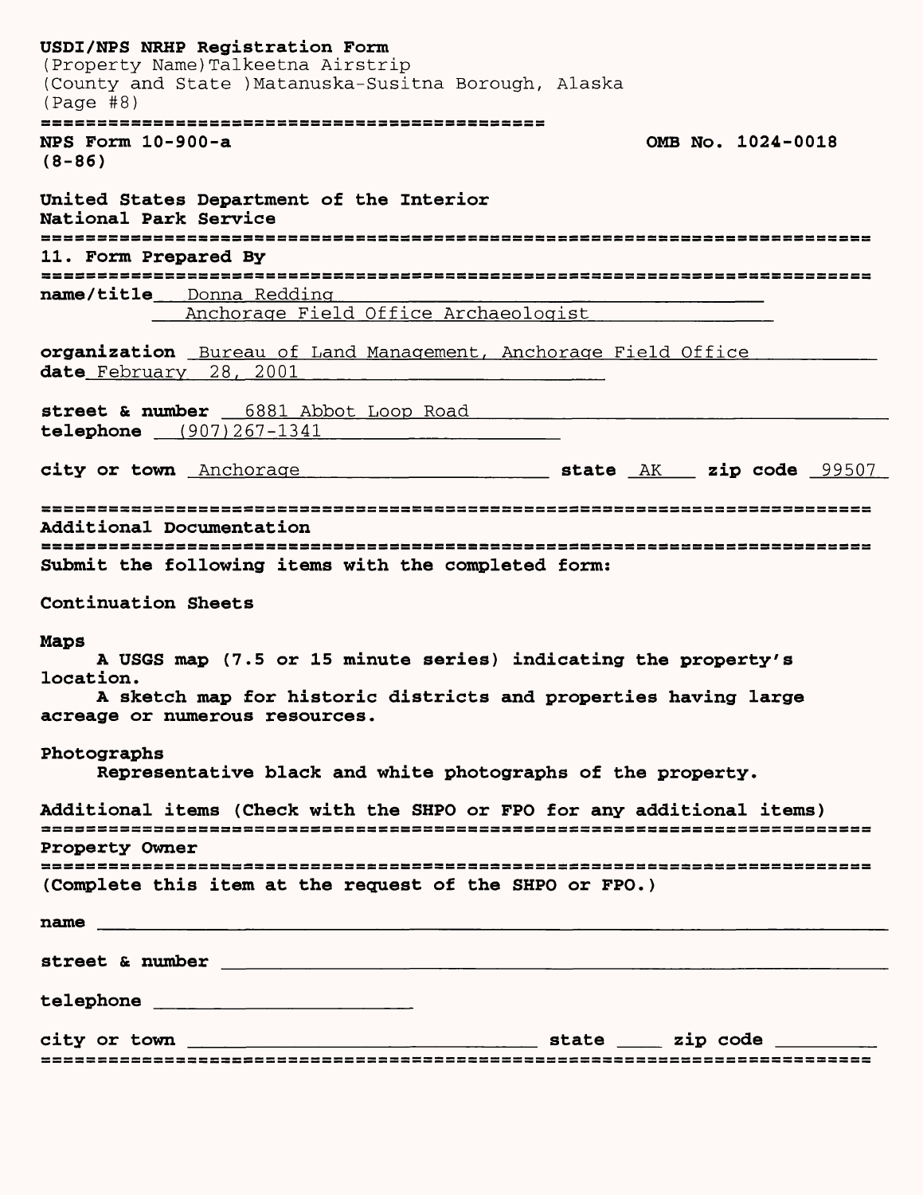**USDI/NPS NRHP Registration Form**
(Property Name)Talkeetna Airstrip
(County and State )Matanuska-Susitna Borough, Alaska
(Page #8)

**NPS Form 10-900-a** **OMB No. 1024-0018**
**(8-86)**

**United States Department of the Interior**
**National Park Service**

## 11. Form Prepared By

**name/title** Donna Redding
Anchorage Field Office Archaeologist

**organization** Bureau of Land Management, Anchorage Field Office
**date** February 28, 2001

**street & number** 6881 Abbot Loop Road
**telephone** (907)267-1341

**city or town** Anchorage **state** AK **zip code** 99507

## Additional Documentation

**Submit the following items with the completed form:**

**Continuation Sheets**

**Maps**
**A USGS map (7.5 or 15 minute series) indicating the property's location.**
**A sketch map for historic districts and properties having large acreage or numerous resources.**

**Photographs**
**Representative black and white photographs of the property.**

**Additional items (Check with the SHPO or FPO for any additional items)**

## Property Owner

**(Complete this item at the request of the SHPO or FPO.)**

**name** ______________________________

**street & number** ______________________________

**telephone** ______________________________

**city or town** ______________________________ **state** ____ **zip code** ________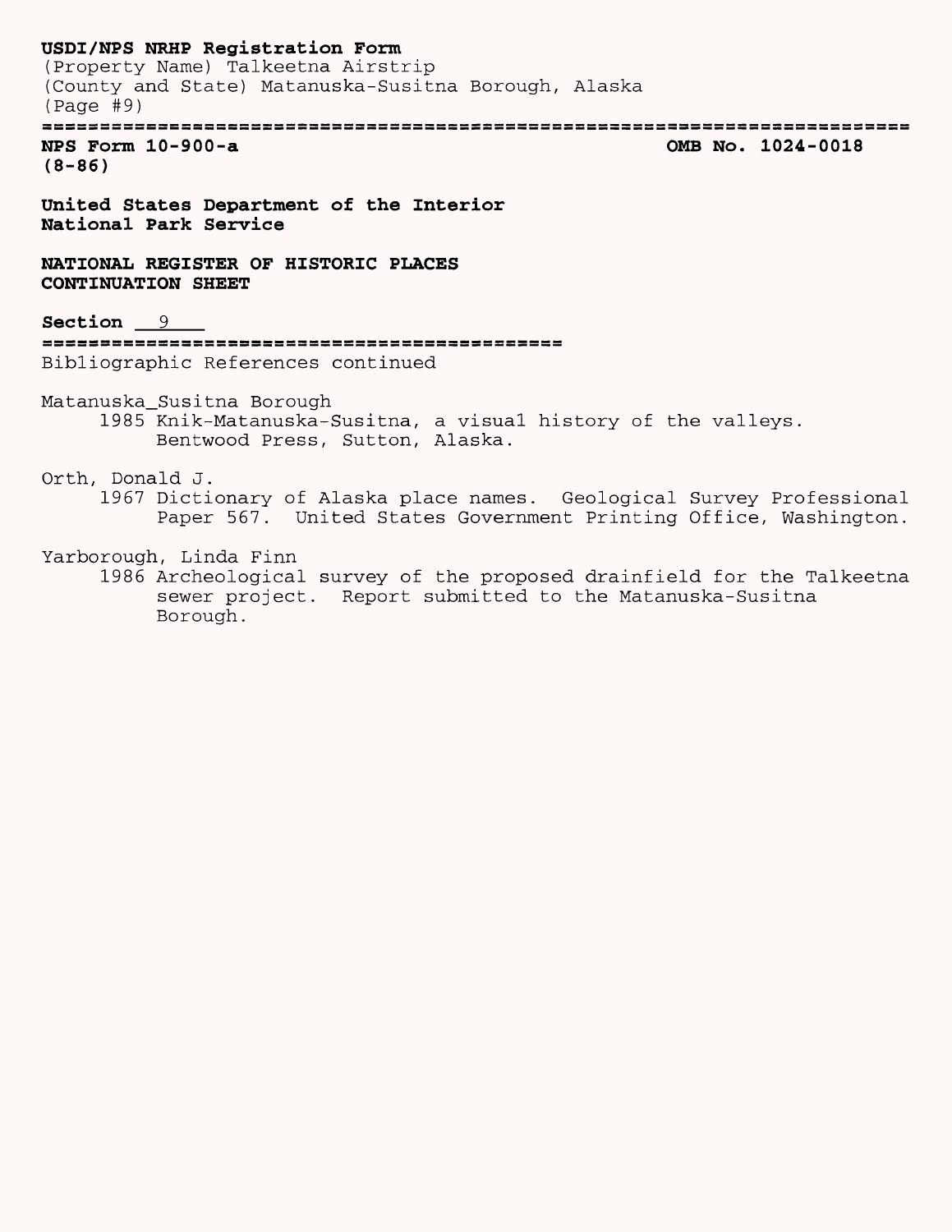**NPS Form 10-900-a** **OMB No. 1024-0018**
**(8-86)**

**United States Department of the Interior**
**National Park Service**

**NATIONAL REGISTER OF HISTORIC PLACES**
**CONTINUATION SHEET**

**Section** 9

Bibliographic References continued

Matanuska_Susitna Borough
1985 Knik-Matanuska-Susitna, a visual history of the valleys. Bentwood Press, Sutton, Alaska.

Orth, Donald J.
1967 Dictionary of Alaska place names. Geological Survey Professional Paper 567. United States Government Printing Office, Washington.

Yarborough, Linda Finn
1986 Archeological survey of the proposed drainfield for the Talkeetna sewer project. Report submitted to the Matanuska-Susitna Borough.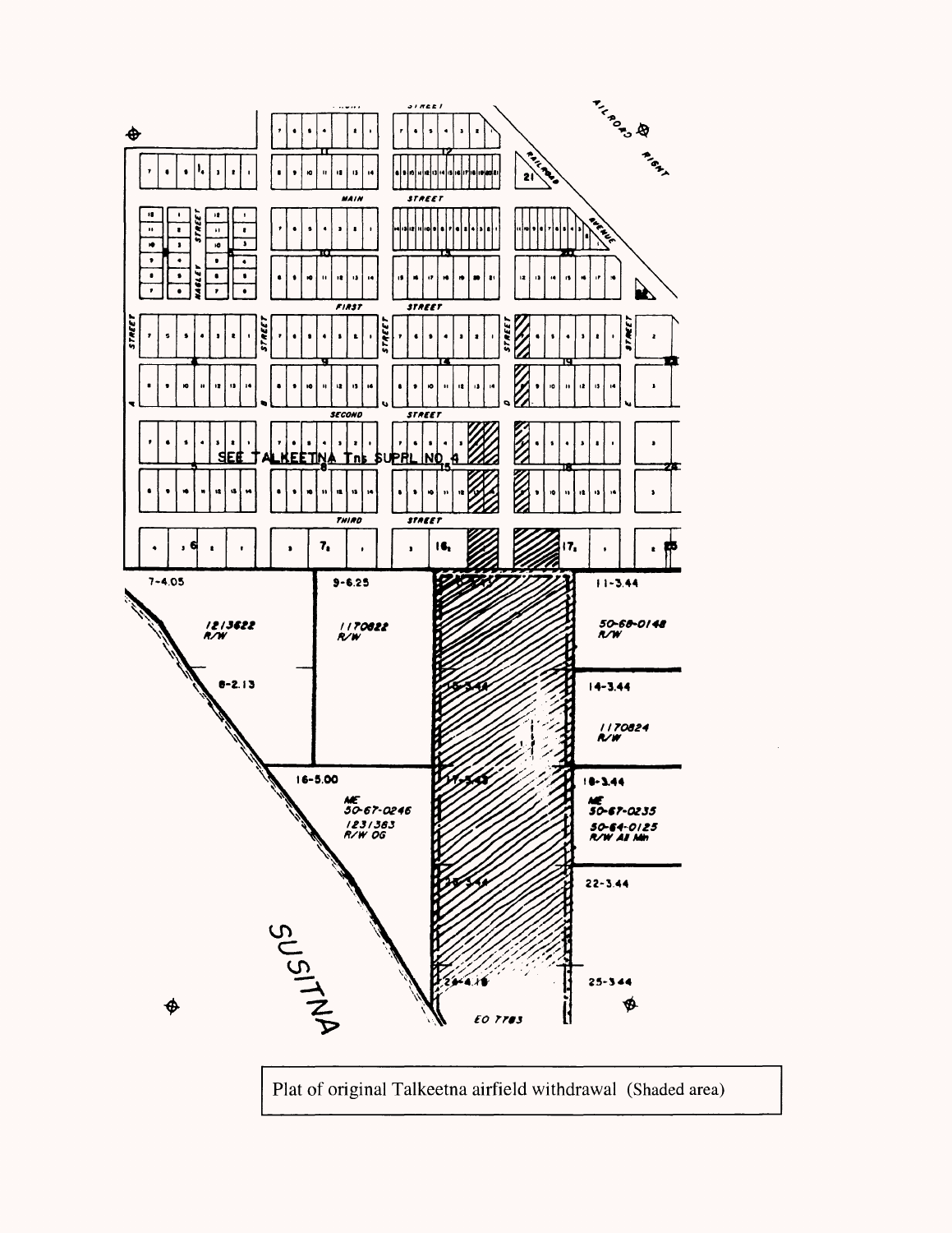Plat of original Talkeetna airfield withdrawal (Shaded area)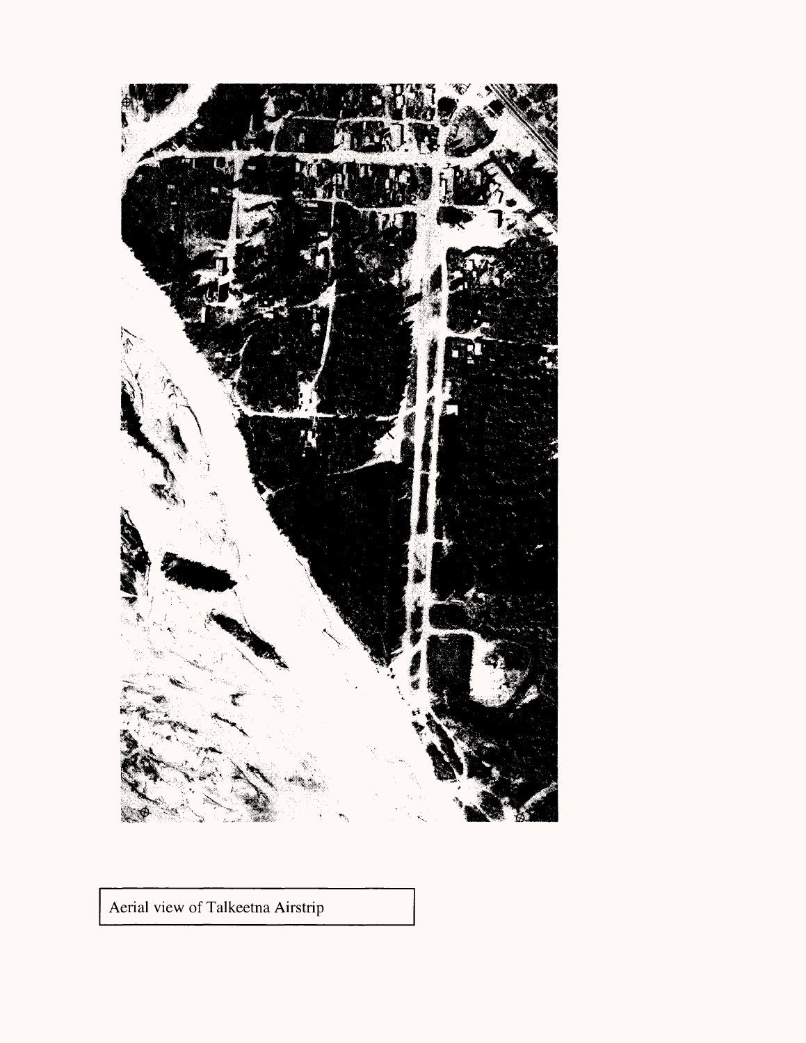Aerial view of Talkeetna Airstrip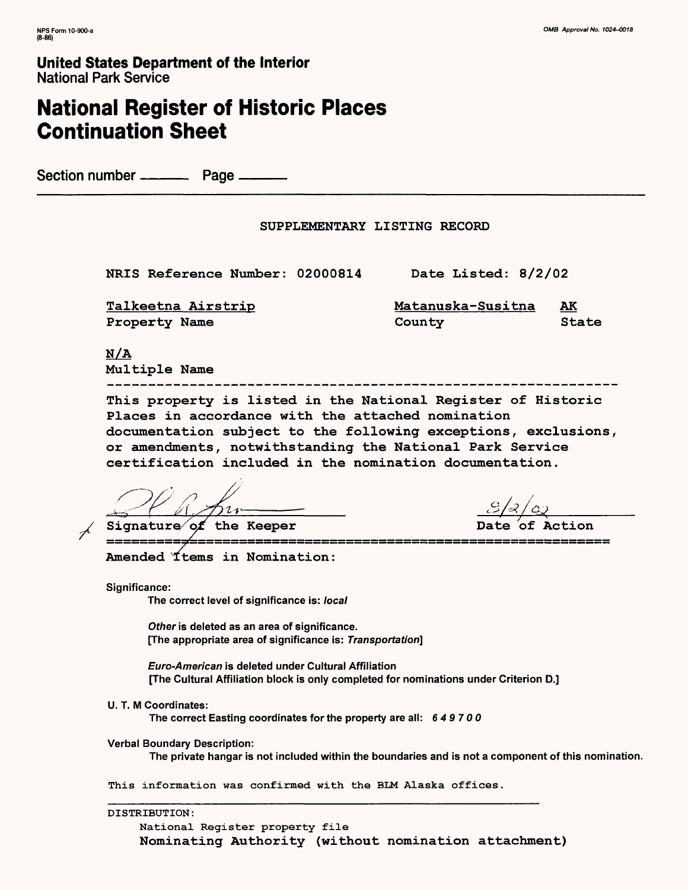NPS Form 10-900-a
(8-86)

OMB Approval No. 1024-0018

**United States Department of the Interior**
National Park Service

# National Register of Historic Places Continuation Sheet

Section number ______ Page ______

SUPPLEMENTARY LISTING RECORD

NRIS Reference Number: 02000814 Date Listed: 8/2/02

| | | |
|---|---|---|
| Talkeetna Airstrip | Matanuska-Susitna | AK |
| Property Name | County | State |

N/A
Multiple Name

This property is listed in the National Register of Historic Places in accordance with the attached nomination documentation subject to the following exceptions, exclusions, or amendments, notwithstanding the National Park Service certification included in the nomination documentation.

Signature of the Keeper — Date of Action: 8/2/02

Amended Items in Nomination:

**Significance:**
The correct level of significance is: *local*

*Other* is deleted as an area of significance.
[The appropriate area of significance is: *Transportation*]

*Euro-American* is deleted under Cultural Affiliation
[The Cultural Affiliation block is only completed for nominations under Criterion D.]

**U. T. M Coordinates:**
The correct Easting coordinates for the property are all: *6 4 9 7 0 0*

**Verbal Boundary Description:**
The private hangar is not included within the boundaries and is not a component of this nomination.

This information was confirmed with the BLM Alaska offices.

DISTRIBUTION:
National Register property file
Nominating Authority (without nomination attachment)